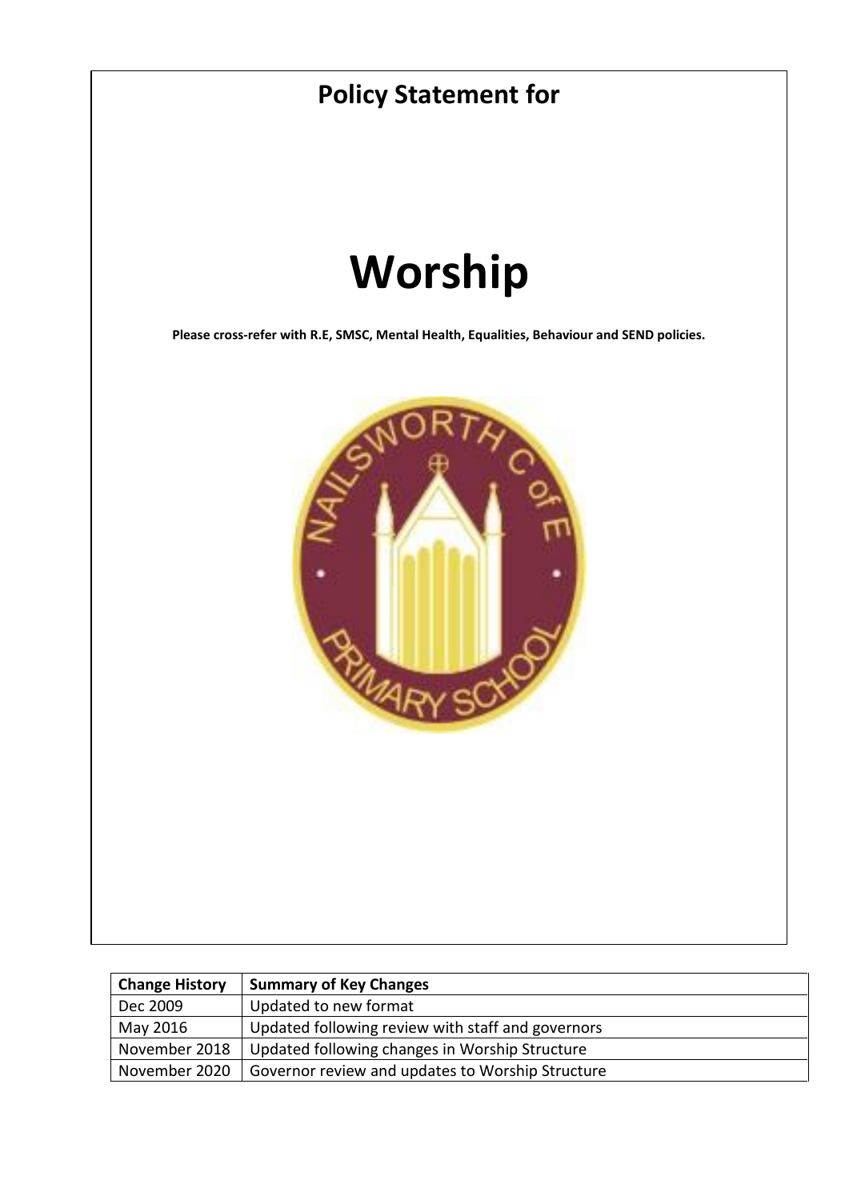# Policy Statement for

# Worship

**Please cross-refer with R.E, SMSC, Mental Health, Equalities, Behaviour and SEND policies.**

| Change History | Summary of Key Changes |
| --- | --- |
| Dec 2009 | Updated to new format |
| May 2016 | Updated following review with staff and governors |
| November 2018 | Updated following changes in Worship Structure |
| November 2020 | Governor review and updates to Worship Structure |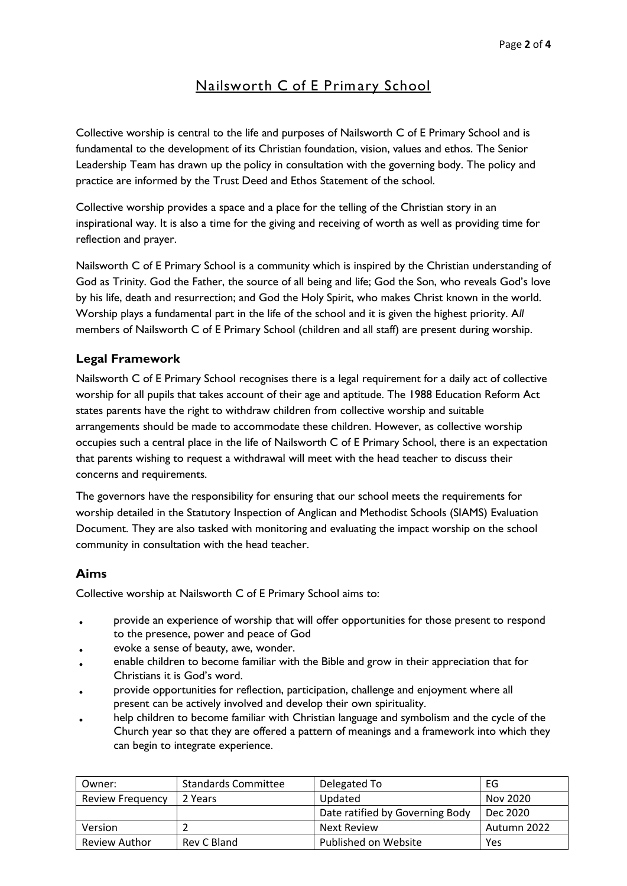# Nailsworth C of E Primary School

Collective worship is central to the life and purposes of Nailsworth C of E Primary School and is fundamental to the development of its Christian foundation, vision, values and ethos. The Senior Leadership Team has drawn up the policy in consultation with the governing body. The policy and practice are informed by the Trust Deed and Ethos Statement of the school.

Collective worship provides a space and a place for the telling of the Christian story in an inspirational way. It is also a time for the giving and receiving of worth as well as providing time for reflection and prayer.

Nailsworth C of E Primary School is a community which is inspired by the Christian understanding of God as Trinity. God the Father, the source of all being and life; God the Son, who reveals God's love by his life, death and resurrection; and God the Holy Spirit, who makes Christ known in the world. Worship plays a fundamental part in the life of the school and it is given the highest priority. A*ll* members of Nailsworth C of E Primary School (children and all staff) are present during worship.

## Legal Framework

Nailsworth C of E Primary School recognises there is a legal requirement for a daily act of collective worship for all pupils that takes account of their age and aptitude. The 1988 Education Reform Act states parents have the right to withdraw children from collective worship and suitable arrangements should be made to accommodate these children. However, as collective worship occupies such a central place in the life of Nailsworth C of E Primary School, there is an expectation that parents wishing to request a withdrawal will meet with the head teacher to discuss their concerns and requirements.

The governors have the responsibility for ensuring that our school meets the requirements for worship detailed in the Statutory Inspection of Anglican and Methodist Schools (SIAMS) Evaluation Document. They are also tasked with monitoring and evaluating the impact worship on the school community in consultation with the head teacher.

## Aims

Collective worship at Nailsworth C of E Primary School aims to:

- provide an experience of worship that will offer opportunities for those present to respond to the presence, power and peace of God
- evoke a sense of beauty, awe, wonder.
- enable children to become familiar with the Bible and grow in their appreciation that for Christians it is God's word.
- provide opportunities for reflection, participation, challenge and enjoyment where all present can be actively involved and develop their own spirituality.
- help children to become familiar with Christian language and symbolism and the cycle of the Church year so that they are offered a pattern of meanings and a framework into which they can begin to integrate experience.

| Owner: | Standards Committee | Delegated To | EG |
|---|---|---|---|
| Review Frequency | 2 Years | Updated | Nov 2020 |
| | | Date ratified by Governing Body | Dec 2020 |
| Version | 2 | Next Review | Autumn 2022 |
| Review Author | Rev C Bland | Published on Website | Yes |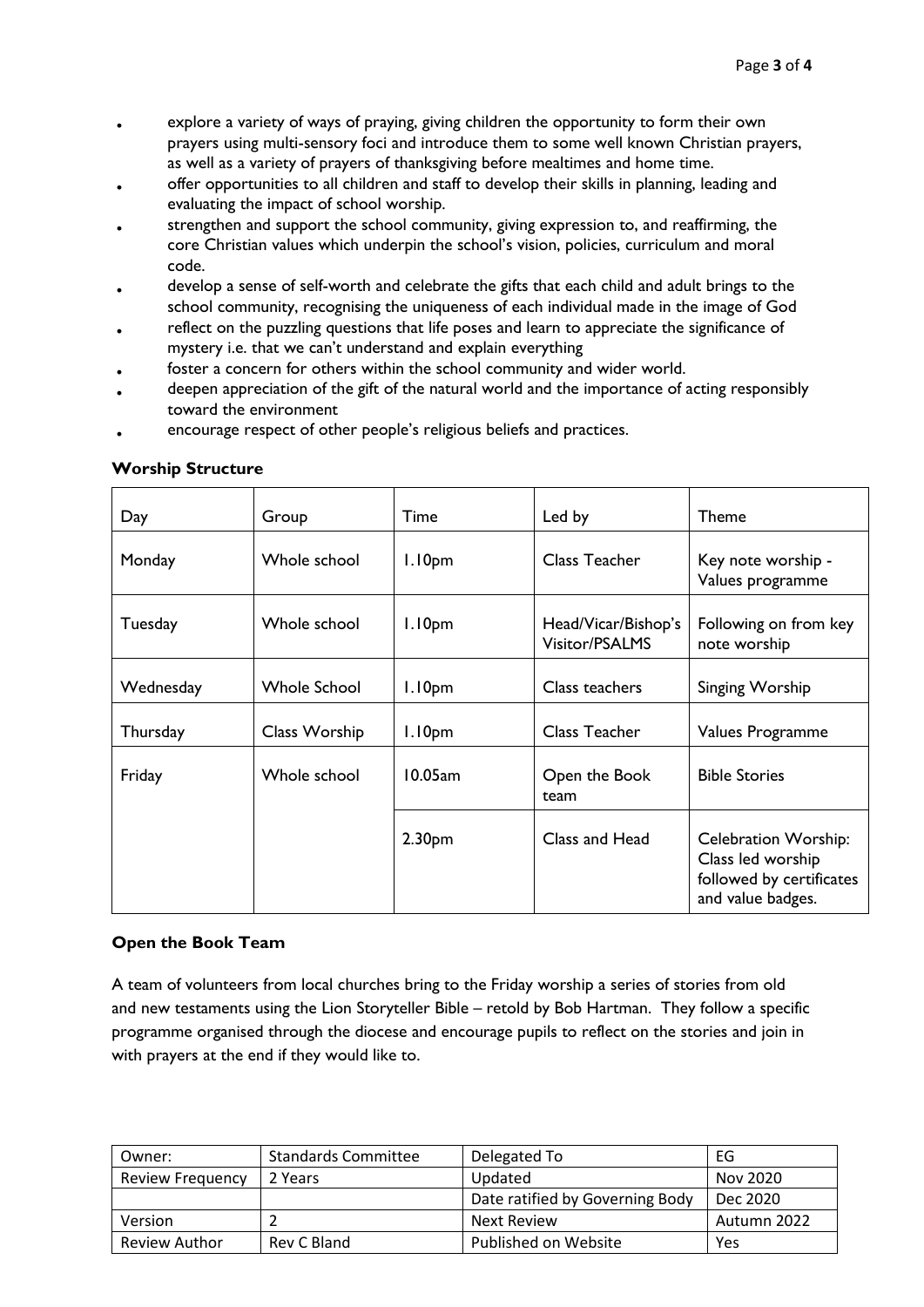- explore a variety of ways of praying, giving children the opportunity to form their own prayers using multi-sensory foci and introduce them to some well known Christian prayers, as well as a variety of prayers of thanksgiving before mealtimes and home time.
- offer opportunities to all children and staff to develop their skills in planning, leading and evaluating the impact of school worship.
- strengthen and support the school community, giving expression to, and reaffirming, the core Christian values which underpin the school's vision, policies, curriculum and moral code.
- develop a sense of self-worth and celebrate the gifts that each child and adult brings to the school community, recognising the uniqueness of each individual made in the image of God
- reflect on the puzzling questions that life poses and learn to appreciate the significance of mystery i.e. that we can't understand and explain everything
- foster a concern for others within the school community and wider world.
- deepen appreciation of the gift of the natural world and the importance of acting responsibly toward the environment
- encourage respect of other people's religious beliefs and practices.

**Worship Structure**

| Day | Group | Time | Led by | Theme |
|---|---|---|---|---|
| Monday | Whole school | 1.10pm | Class Teacher | Key note worship - Values programme |
| Tuesday | Whole school | 1.10pm | Head/Vicar/Bishop's Visitor/PSALMS | Following on from key note worship |
| Wednesday | Whole School | 1.10pm | Class teachers | Singing Worship |
| Thursday | Class Worship | 1.10pm | Class Teacher | Values Programme |
| Friday | Whole school | 10.05am | Open the Book team | Bible Stories |
| | | 2.30pm | Class and Head | Celebration Worship: Class led worship followed by certificates and value badges. |

**Open the Book Team**

A team of volunteers from local churches bring to the Friday worship a series of stories from old and new testaments using the Lion Storyteller Bible – retold by Bob Hartman. They follow a specific programme organised through the diocese and encourage pupils to reflect on the stories and join in with prayers at the end if they would like to.

| Owner: | Standards Committee | Delegated To | EG |
|---|---|---|---|
| Review Frequency | 2 Years | Updated | Nov 2020 |
| | | Date ratified by Governing Body | Dec 2020 |
| Version | 2 | Next Review | Autumn 2022 |
| Review Author | Rev C Bland | Published on Website | Yes |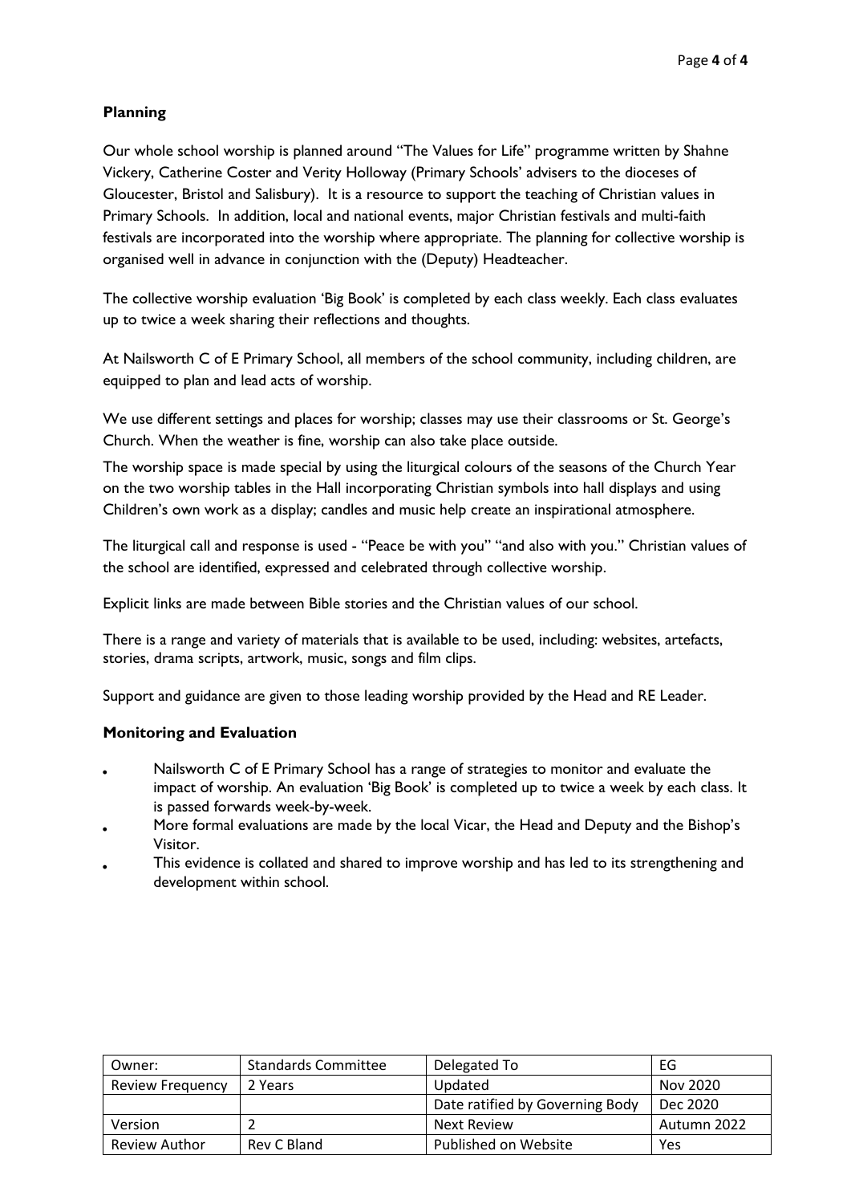## Planning

Our whole school worship is planned around "The Values for Life" programme written by Shahne Vickery, Catherine Coster and Verity Holloway (Primary Schools' advisers to the dioceses of Gloucester, Bristol and Salisbury). It is a resource to support the teaching of Christian values in Primary Schools. In addition, local and national events, major Christian festivals and multi-faith festivals are incorporated into the worship where appropriate. The planning for collective worship is organised well in advance in conjunction with the (Deputy) Headteacher.

The collective worship evaluation 'Big Book' is completed by each class weekly. Each class evaluates up to twice a week sharing their reflections and thoughts.

At Nailsworth C of E Primary School, all members of the school community, including children, are equipped to plan and lead acts of worship.

We use different settings and places for worship; classes may use their classrooms or St. George's Church. When the weather is fine, worship can also take place outside.

The worship space is made special by using the liturgical colours of the seasons of the Church Year on the two worship tables in the Hall incorporating Christian symbols into hall displays and using Children's own work as a display; candles and music help create an inspirational atmosphere.

The liturgical call and response is used - "Peace be with you" "and also with you." Christian values of the school are identified, expressed and celebrated through collective worship.

Explicit links are made between Bible stories and the Christian values of our school.

There is a range and variety of materials that is available to be used, including: websites, artefacts, stories, drama scripts, artwork, music, songs and film clips.

Support and guidance are given to those leading worship provided by the Head and RE Leader.

## Monitoring and Evaluation

- Nailsworth C of E Primary School has a range of strategies to monitor and evaluate the impact of worship. An evaluation 'Big Book' is completed up to twice a week by each class. It is passed forwards week-by-week.
- More formal evaluations are made by the local Vicar, the Head and Deputy and the Bishop's Visitor.
- This evidence is collated and shared to improve worship and has led to its strengthening and development within school.

| | | | |
|---|---|---|---|
| Owner: | Standards Committee | Delegated To | EG |
| Review Frequency | 2 Years | Updated | Nov 2020 |
| | | Date ratified by Governing Body | Dec 2020 |
| Version | 2 | Next Review | Autumn 2022 |
| Review Author | Rev C Bland | Published on Website | Yes |